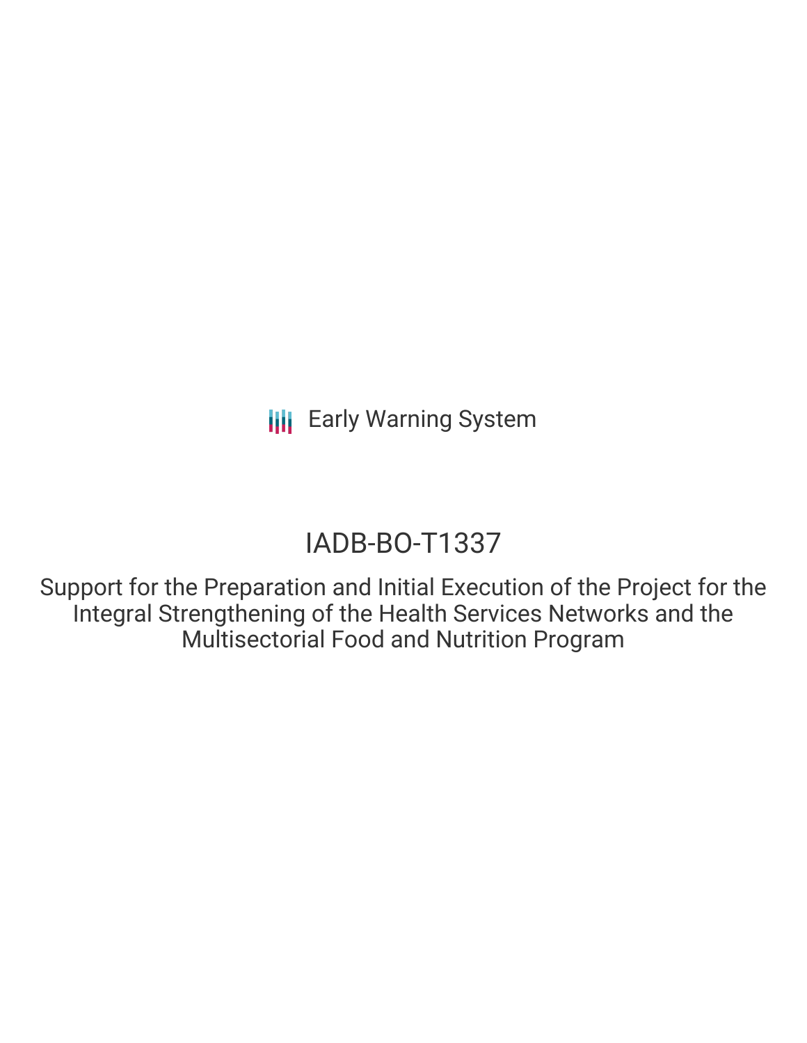Early Warning System

# IADB-BO-T1337

Support for the Preparation and Initial Execution of the Project for the Integral Strengthening of the Health Services Networks and the Multisectorial Food and Nutrition Program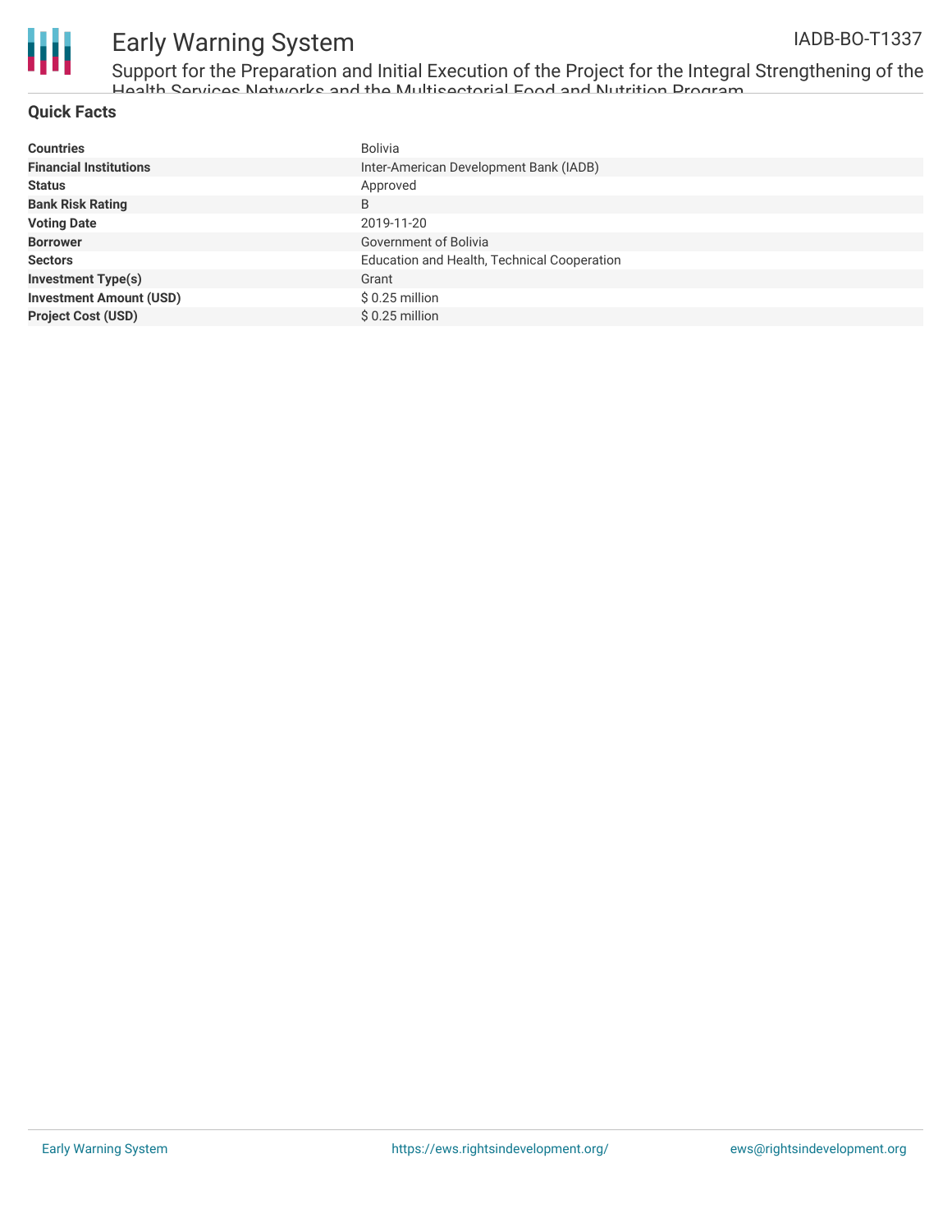## Quick Facts

| | |
|---|---|
| **Countries** | Bolivia |
| **Financial Institutions** | Inter-American Development Bank (IADB) |
| **Status** | Approved |
| **Bank Risk Rating** | B |
| **Voting Date** | 2019-11-20 |
| **Borrower** | Government of Bolivia |
| **Sectors** | Education and Health, Technical Cooperation |
| **Investment Type(s)** | Grant |
| **Investment Amount (USD)** | $ 0.25 million |
| **Project Cost (USD)** | $ 0.25 million |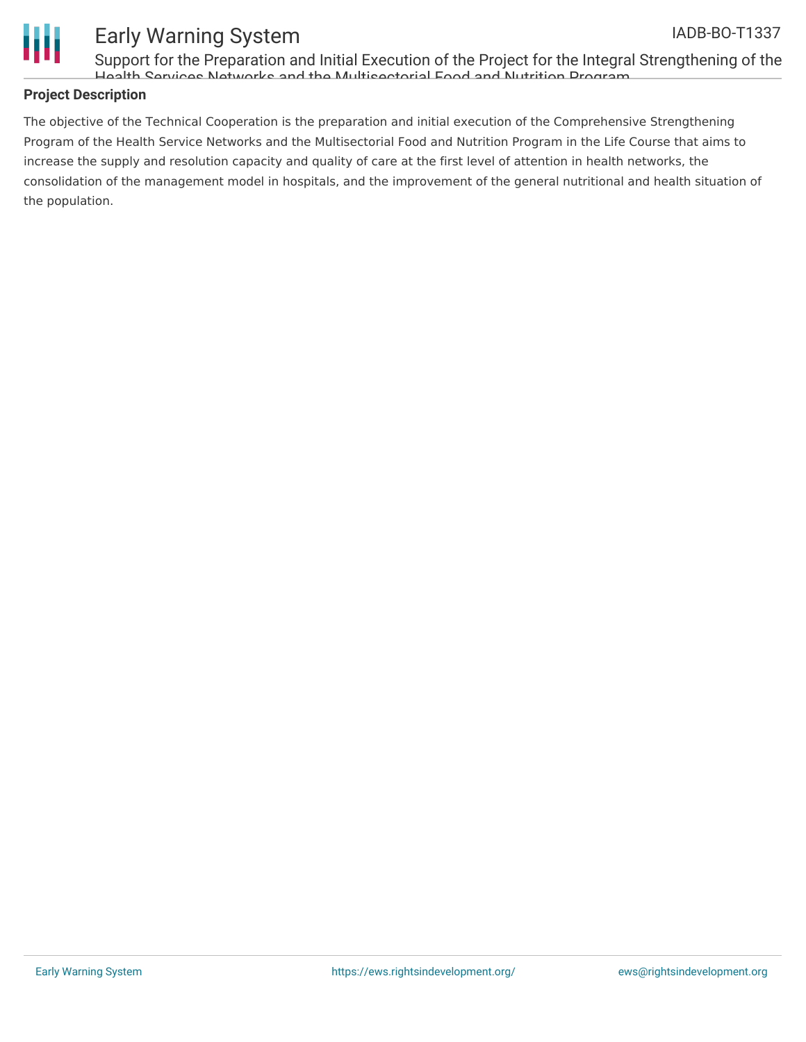## Project Description

The objective of the Technical Cooperation is the preparation and initial execution of the Comprehensive Strengthening Program of the Health Service Networks and the Multisectorial Food and Nutrition Program in the Life Course that aims to increase the supply and resolution capacity and quality of care at the first level of attention in health networks, the consolidation of the management model in hospitals, and the improvement of the general nutritional and health situation of the population.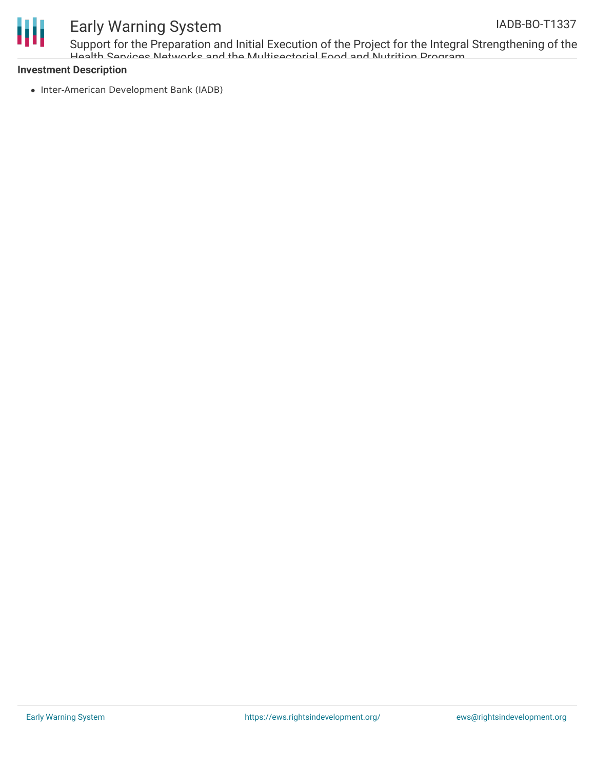**Investment Description**

- Inter-American Development Bank (IADB)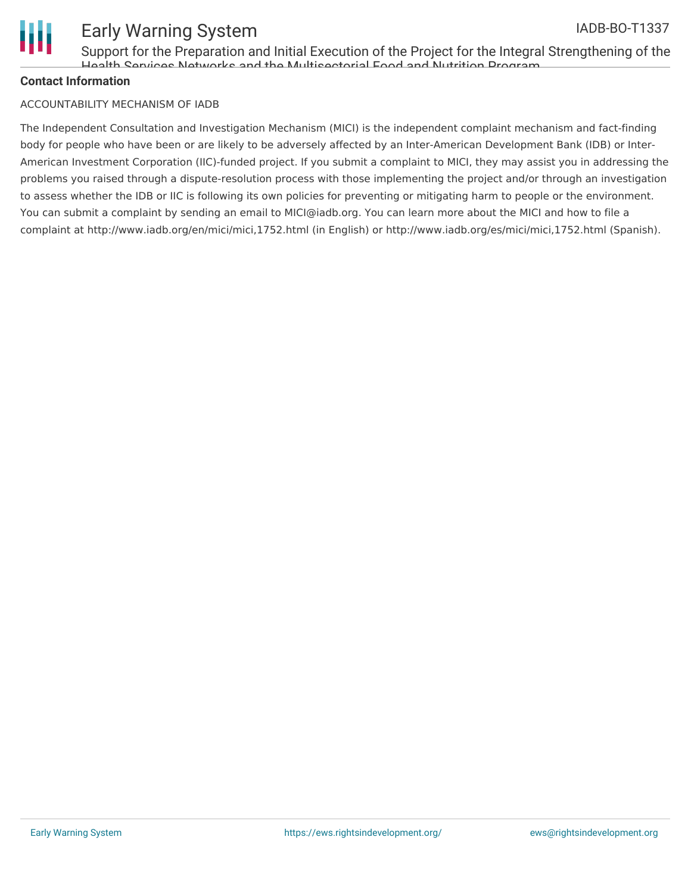**Contact Information**

ACCOUNTABILITY MECHANISM OF IADB

The Independent Consultation and Investigation Mechanism (MICI) is the independent complaint mechanism and fact-finding body for people who have been or are likely to be adversely affected by an Inter-American Development Bank (IDB) or Inter-American Investment Corporation (IIC)-funded project. If you submit a complaint to MICI, they may assist you in addressing the problems you raised through a dispute-resolution process with those implementing the project and/or through an investigation to assess whether the IDB or IIC is following its own policies for preventing or mitigating harm to people or the environment. You can submit a complaint by sending an email to MICI@iadb.org. You can learn more about the MICI and how to file a complaint at http://www.iadb.org/en/mici/mici,1752.html (in English) or http://www.iadb.org/es/mici/mici,1752.html (Spanish).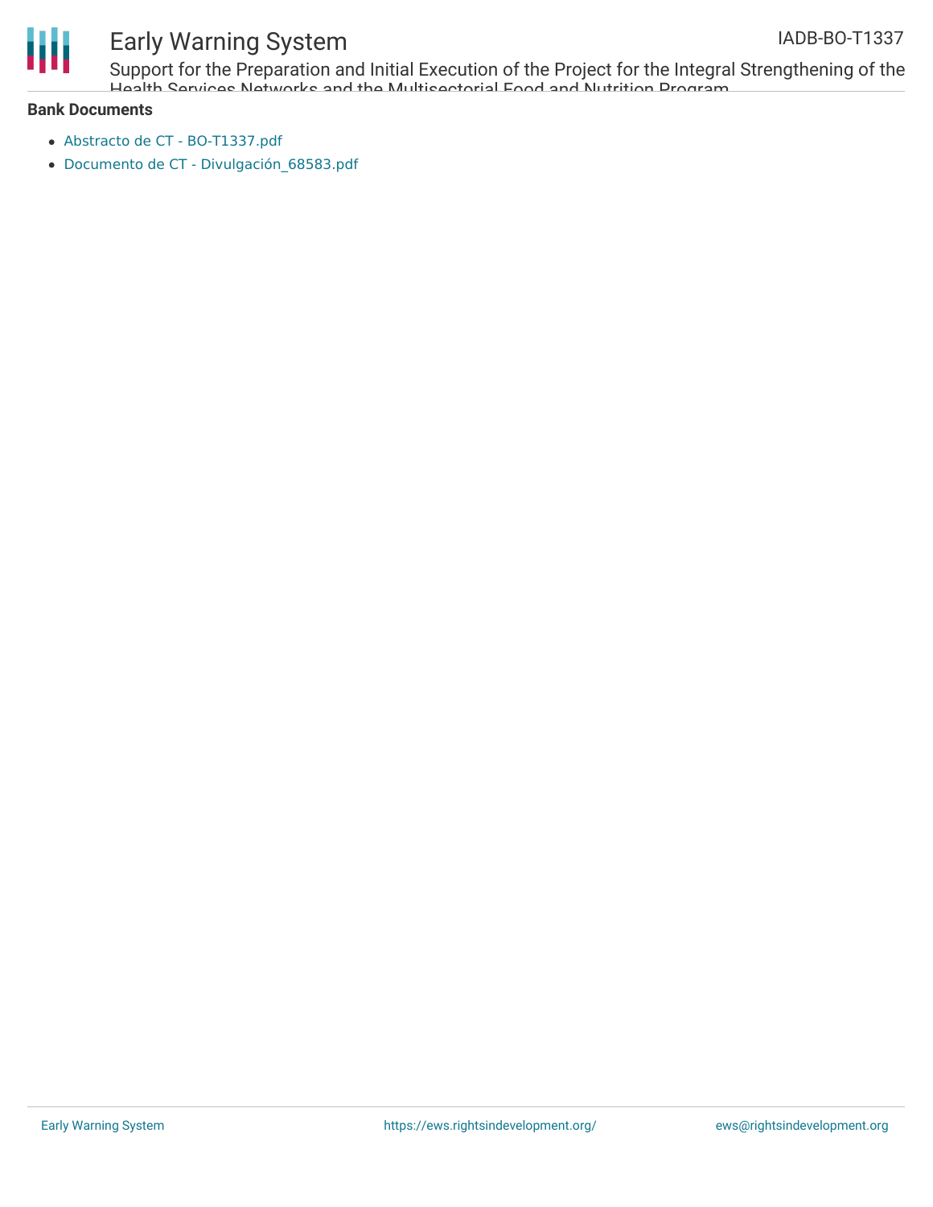**Bank Documents**

- Abstracto de CT - BO-T1337.pdf
- Documento de CT - Divulgación_68583.pdf